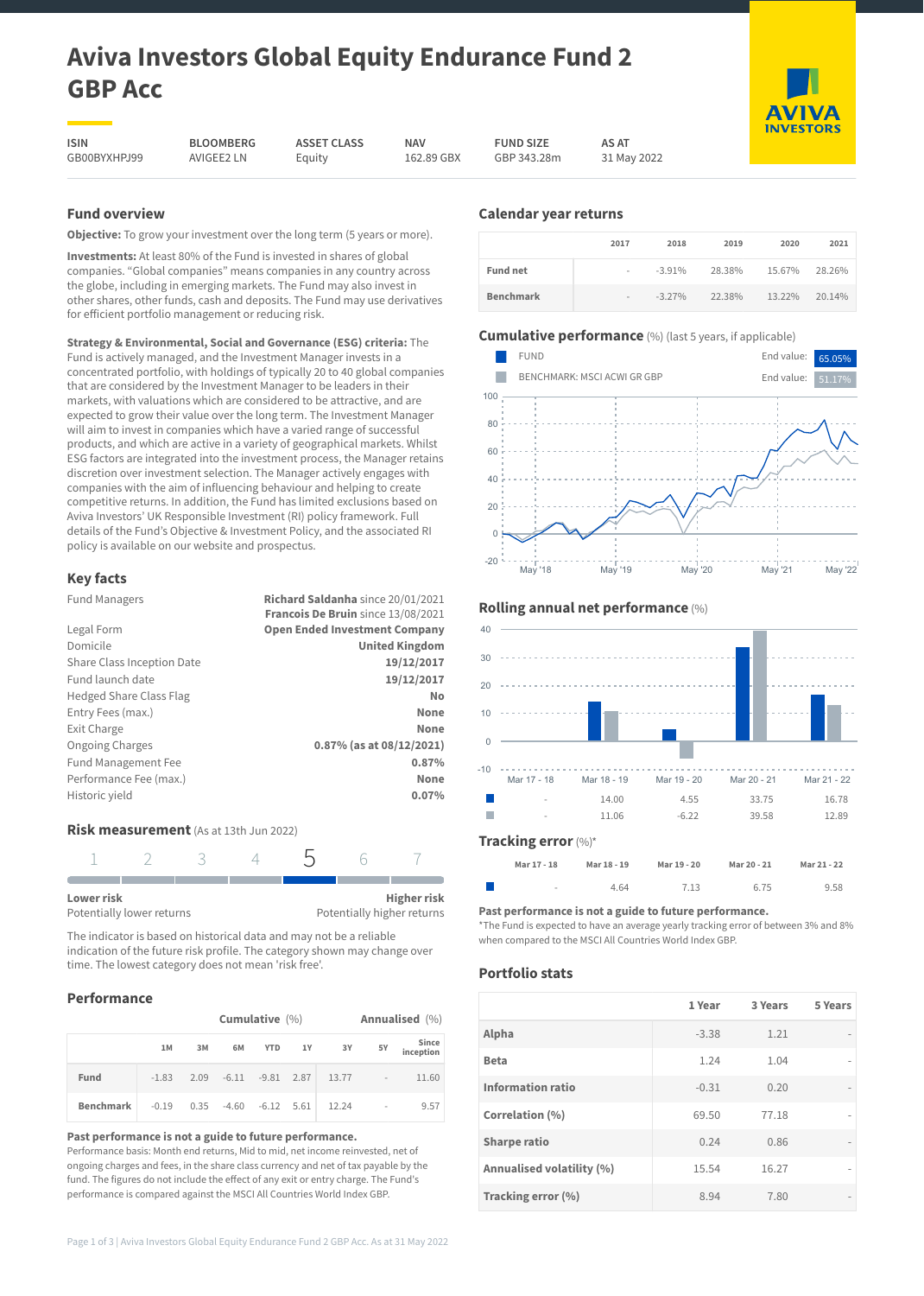# Aviva Investors Global Equity Endurance Fund 2 GBP Acc

| ISIN | BLOOMBERG | ASSET CLASS | NAV | FUND SIZE | AS AT |
|---|---|---|---|---|---|
| GB00BYXHPJ99 | AVIGEE2 LN | Equity | 162.89 GBX | GBP 343.28m | 31 May 2022 |

## Fund overview

**Objective:** To grow your investment over the long term (5 years or more).

**Investments:** At least 80% of the Fund is invested in shares of global companies. "Global companies" means companies in any country across the globe, including in emerging markets. The Fund may also invest in other shares, other funds, cash and deposits. The Fund may use derivatives for efficient portfolio management or reducing risk.

**Strategy & Environmental, Social and Governance (ESG) criteria:** The Fund is actively managed, and the Investment Manager invests in a concentrated portfolio, with holdings of typically 20 to 40 global companies that are considered by the Investment Manager to be leaders in their markets, with valuations which are considered to be attractive, and are expected to grow their value over the long term. The Investment Manager will aim to invest in companies which have a varied range of successful products, and which are active in a variety of geographical markets. Whilst ESG factors are integrated into the investment process, the Manager retains discretion over investment selection. The Manager actively engages with companies with the aim of influencing behaviour and helping to create competitive returns. In addition, the Fund has limited exclusions based on Aviva Investors' UK Responsible Investment (RI) policy framework. Full details of the Fund's Objective & Investment Policy, and the associated RI policy is available on our website and prospectus.

## Key facts

| | |
|---|---|
| Fund Managers | **Richard Saldanha** since 20/01/2021<br>**Francois De Bruin** since 13/08/2021 |
| Legal Form | **Open Ended Investment Company** |
| Domicile | **United Kingdom** |
| Share Class Inception Date | **19/12/2017** |
| Fund launch date | **19/12/2017** |
| Hedged Share Class Flag | **No** |
| Entry Fees (max.) | **None** |
| Exit Charge | **None** |
| Ongoing Charges | **0.87% (as at 08/12/2021)** |
| Fund Management Fee | **0.87%** |
| Performance Fee (max.) | **None** |
| Historic yield | **0.07%** |

## Risk measurement (As at 13th Jun 2022)

1 2 3 4 **5** 6 7

**Lower risk** — Potentially lower returns

**Higher risk** — Potentially higher returns

The indicator is based on historical data and may not be a reliable indication of the future risk profile. The category shown may change over time. The lowest category does not mean 'risk free'.

## Performance

| | Cumulative (%) | | | | | Annualised (%) | | |
|---|---|---|---|---|---|---|---|---|
| | 1M | 3M | 6M | YTD | 1Y | 3Y | 5Y | Since inception |
| Fund | -1.83 | 2.09 | -6.11 | -9.81 | 2.87 | 13.77 | - | 11.60 |
| Benchmark | -0.19 | 0.35 | -4.60 | -6.12 | 5.61 | 12.24 | - | 9.57 |

**Past performance is not a guide to future performance.**
Performance basis: Month end returns, Mid to mid, net income reinvested, net of ongoing charges and fees, in the share class currency and net of tax payable by the fund. The figures do not include the effect of any exit or entry charge. The Fund's performance is compared against the MSCI All Countries World Index GBP.

## Calendar year returns

| | 2017 | 2018 | 2019 | 2020 | 2021 |
|---|---|---|---|---|---|
| Fund net | - | -3.91% | 28.38% | 15.67% | 28.26% |
| Benchmark | - | -3.27% | 22.38% | 13.22% | 20.14% |

## Cumulative performance (%) (last 5 years, if applicable)

FUND — End value: 65.05%

BENCHMARK: MSCI ACWI GR GBP — End value: 51.17%

## Rolling annual net performance (%)

| | Mar 17 - 18 | Mar 18 - 19 | Mar 19 - 20 | Mar 20 - 21 | Mar 21 - 22 |
|---|---|---|---|---|---|
| Fund | - | 14.00 | 4.55 | 33.75 | 16.78 |
| Benchmark | - | 11.06 | -6.22 | 39.58 | 12.89 |

## Tracking error (%)*

| | Mar 17 - 18 | Mar 18 - 19 | Mar 19 - 20 | Mar 20 - 21 | Mar 21 - 22 |
|---|---|---|---|---|---|
| Fund | - | 4.64 | 7.13 | 6.75 | 9.58 |

**Past performance is not a guide to future performance.**
*The Fund is expected to have an average yearly tracking error of between 3% and 8% when compared to the MSCI All Countries World Index GBP.

## Portfolio stats

| | 1 Year | 3 Years | 5 Years |
|---|---|---|---|
| Alpha | -3.38 | 1.21 | - |
| Beta | 1.24 | 1.04 | - |
| Information ratio | -0.31 | 0.20 | - |
| Correlation (%) | 69.50 | 77.18 | - |
| Sharpe ratio | 0.24 | 0.86 | - |
| Annualised volatility (%) | 15.54 | 16.27 | - |
| Tracking error (%) | 8.94 | 7.80 | - |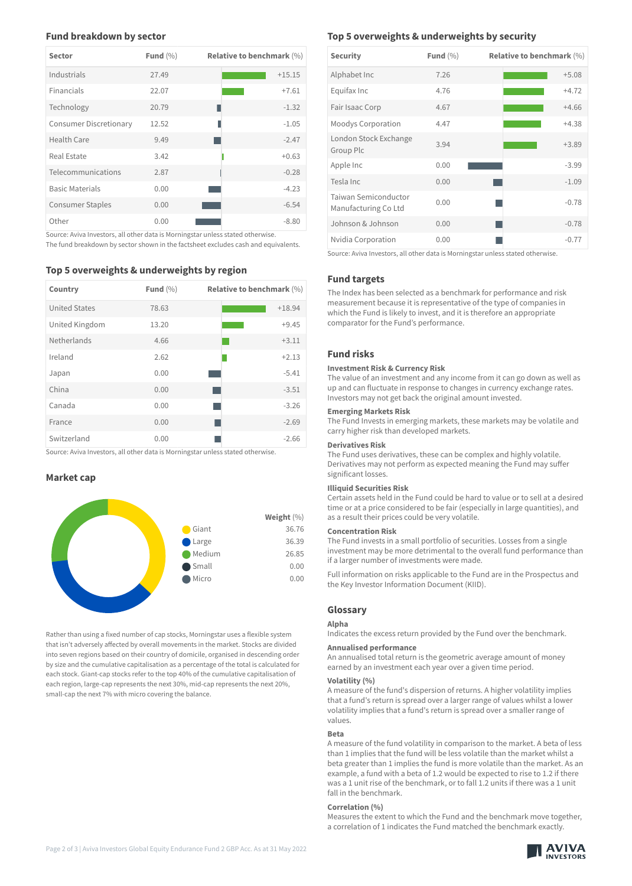## Fund breakdown by sector

| Sector | Fund (%) | Relative to benchmark (%) |
|---|---|---|
| Industrials | 27.49 | +15.15 |
| Financials | 22.07 | +7.61 |
| Technology | 20.79 | -1.32 |
| Consumer Discretionary | 12.52 | -1.05 |
| Health Care | 9.49 | -2.47 |
| Real Estate | 3.42 | +0.63 |
| Telecommunications | 2.87 | -0.28 |
| Basic Materials | 0.00 | -4.23 |
| Consumer Staples | 0.00 | -6.54 |
| Other | 0.00 | -8.80 |

Source: Aviva Investors, all other data is Morningstar unless stated otherwise.
The fund breakdown by sector shown in the factsheet excludes cash and equivalents.

## Top 5 overweights & underweights by region

| Country | Fund (%) | Relative to benchmark (%) |
|---|---|---|
| United States | 78.63 | +18.94 |
| United Kingdom | 13.20 | +9.45 |
| Netherlands | 4.66 | +3.11 |
| Ireland | 2.62 | +2.13 |
| Japan | 0.00 | -5.41 |
| China | 0.00 | -3.51 |
| Canada | 0.00 | -3.26 |
| France | 0.00 | -2.69 |
| Switzerland | 0.00 | -2.66 |

Source: Aviva Investors, all other data is Morningstar unless stated otherwise.

## Market cap

| | Weight (%) |
|---|---|
| Giant | 36.76 |
| Large | 36.39 |
| Medium | 26.85 |
| Small | 0.00 |
| Micro | 0.00 |

Rather than using a fixed number of cap stocks, Morningstar uses a flexible system that isn't adversely affected by overall movements in the market. Stocks are divided into seven regions based on their country of domicile, organised in descending order by size and the cumulative capitalisation as a percentage of the total is calculated for each stock. Giant-cap stocks refer to the top 40% of the cumulative capitalisation of each region, large-cap represents the next 30%, mid-cap represents the next 20%, small-cap the next 7% with micro covering the balance.

## Top 5 overweights & underweights by security

| Security | Fund (%) | Relative to benchmark (%) |
|---|---|---|
| Alphabet Inc | 7.26 | +5.08 |
| Equifax Inc | 4.76 | +4.72 |
| Fair Isaac Corp | 4.67 | +4.66 |
| Moodys Corporation | 4.47 | +4.38 |
| London Stock Exchange Group Plc | 3.94 | +3.89 |
| Apple Inc | 0.00 | -3.99 |
| Tesla Inc | 0.00 | -1.09 |
| Taiwan Semiconductor Manufacturing Co Ltd | 0.00 | -0.78 |
| Johnson & Johnson | 0.00 | -0.78 |
| Nvidia Corporation | 0.00 | -0.77 |

Source: Aviva Investors, all other data is Morningstar unless stated otherwise.

## Fund targets

The Index has been selected as a benchmark for performance and risk measurement because it is representative of the type of companies in which the Fund is likely to invest, and it is therefore an appropriate comparator for the Fund's performance.

## Fund risks

**Investment Risk & Currency Risk**
The value of an investment and any income from it can go down as well as up and can fluctuate in response to changes in currency exchange rates. Investors may not get back the original amount invested.

**Emerging Markets Risk**
The Fund Invests in emerging markets, these markets may be volatile and carry higher risk than developed markets.

**Derivatives Risk**
The Fund uses derivatives, these can be complex and highly volatile. Derivatives may not perform as expected meaning the Fund may suffer significant losses.

**Illiquid Securities Risk**
Certain assets held in the Fund could be hard to value or to sell at a desired time or at a price considered to be fair (especially in large quantities), and as a result their prices could be very volatile.

**Concentration Risk**
The Fund invests in a small portfolio of securities. Losses from a single investment may be more detrimental to the overall fund performance than if a larger number of investments were made.

Full information on risks applicable to the Fund are in the Prospectus and the Key Investor Information Document (KIID).

## Glossary

**Alpha**
Indicates the excess return provided by the Fund over the benchmark.

**Annualised performance**
An annualised total return is the geometric average amount of money earned by an investment each year over a given time period.

**Volatility (%)**
A measure of the fund's dispersion of returns. A higher volatility implies that a fund's return is spread over a larger range of values whilst a lower volatility implies that a fund's return is spread over a smaller range of values.

**Beta**
A measure of the fund volatility in comparison to the market. A beta of less than 1 implies that the fund will be less volatile than the market whilst a beta greater than 1 implies the fund is more volatile than the market. As an example, a fund with a beta of 1.2 would be expected to rise to 1.2 if there was a 1 unit rise of the benchmark, or to fall 1.2 units if there was a 1 unit fall in the benchmark.

**Correlation (%)**
Measures the extent to which the Fund and the benchmark move together, a correlation of 1 indicates the Fund matched the benchmark exactly.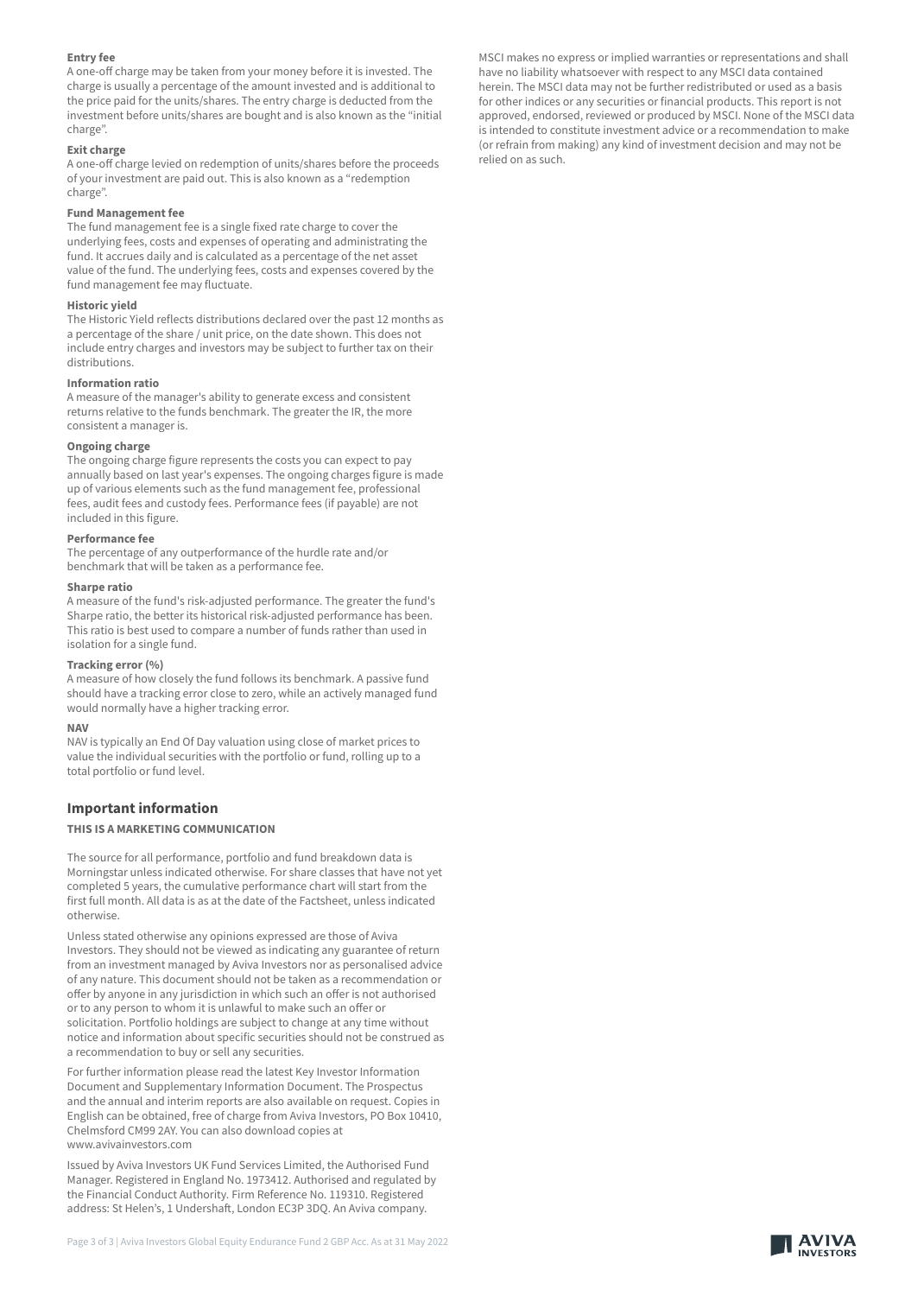**Entry fee**

A one-off charge may be taken from your money before it is invested. The charge is usually a percentage of the amount invested and is additional to the price paid for the units/shares. The entry charge is deducted from the investment before units/shares are bought and is also known as the "initial charge".

**Exit charge**

A one-off charge levied on redemption of units/shares before the proceeds of your investment are paid out. This is also known as a "redemption charge".

**Fund Management fee**

The fund management fee is a single fixed rate charge to cover the underlying fees, costs and expenses of operating and administrating the fund. It accrues daily and is calculated as a percentage of the net asset value of the fund. The underlying fees, costs and expenses covered by the fund management fee may fluctuate.

**Historic yield**

The Historic Yield reflects distributions declared over the past 12 months as a percentage of the share / unit price, on the date shown. This does not include entry charges and investors may be subject to further tax on their distributions.

**Information ratio**

A measure of the manager's ability to generate excess and consistent returns relative to the funds benchmark. The greater the IR, the more consistent a manager is.

**Ongoing charge**

The ongoing charge figure represents the costs you can expect to pay annually based on last year's expenses. The ongoing charges figure is made up of various elements such as the fund management fee, professional fees, audit fees and custody fees. Performance fees (if payable) are not included in this figure.

**Performance fee**

The percentage of any outperformance of the hurdle rate and/or benchmark that will be taken as a performance fee.

**Sharpe ratio**

A measure of the fund's risk-adjusted performance. The greater the fund's Sharpe ratio, the better its historical risk-adjusted performance has been. This ratio is best used to compare a number of funds rather than used in isolation for a single fund.

**Tracking error (%)**

A measure of how closely the fund follows its benchmark. A passive fund should have a tracking error close to zero, while an actively managed fund would normally have a higher tracking error.

**NAV**

NAV is typically an End Of Day valuation using close of market prices to value the individual securities with the portfolio or fund, rolling up to a total portfolio or fund level.

## Important information

**THIS IS A MARKETING COMMUNICATION**

The source for all performance, portfolio and fund breakdown data is Morningstar unless indicated otherwise. For share classes that have not yet completed 5 years, the cumulative performance chart will start from the first full month. All data is as at the date of the Factsheet, unless indicated otherwise.

Unless stated otherwise any opinions expressed are those of Aviva Investors. They should not be viewed as indicating any guarantee of return from an investment managed by Aviva Investors nor as personalised advice of any nature. This document should not be taken as a recommendation or offer by anyone in any jurisdiction in which such an offer is not authorised or to any person to whom it is unlawful to make such an offer or solicitation. Portfolio holdings are subject to change at any time without notice and information about specific securities should not be construed as a recommendation to buy or sell any securities.

For further information please read the latest Key Investor Information Document and Supplementary Information Document. The Prospectus and the annual and interim reports are also available on request. Copies in English can be obtained, free of charge from Aviva Investors, PO Box 10410, Chelmsford CM99 2AY. You can also download copies at www.avivainvestors.com

Issued by Aviva Investors UK Fund Services Limited, the Authorised Fund Manager. Registered in England No. 1973412. Authorised and regulated by the Financial Conduct Authority. Firm Reference No. 119310. Registered address: St Helen's, 1 Undershaft, London EC3P 3DQ. An Aviva company.

MSCI makes no express or implied warranties or representations and shall have no liability whatsoever with respect to any MSCI data contained herein. The MSCI data may not be further redistributed or used as a basis for other indices or any securities or financial products. This report is not approved, endorsed, reviewed or produced by MSCI. None of the MSCI data is intended to constitute investment advice or a recommendation to make (or refrain from making) any kind of investment decision and may not be relied on as such.